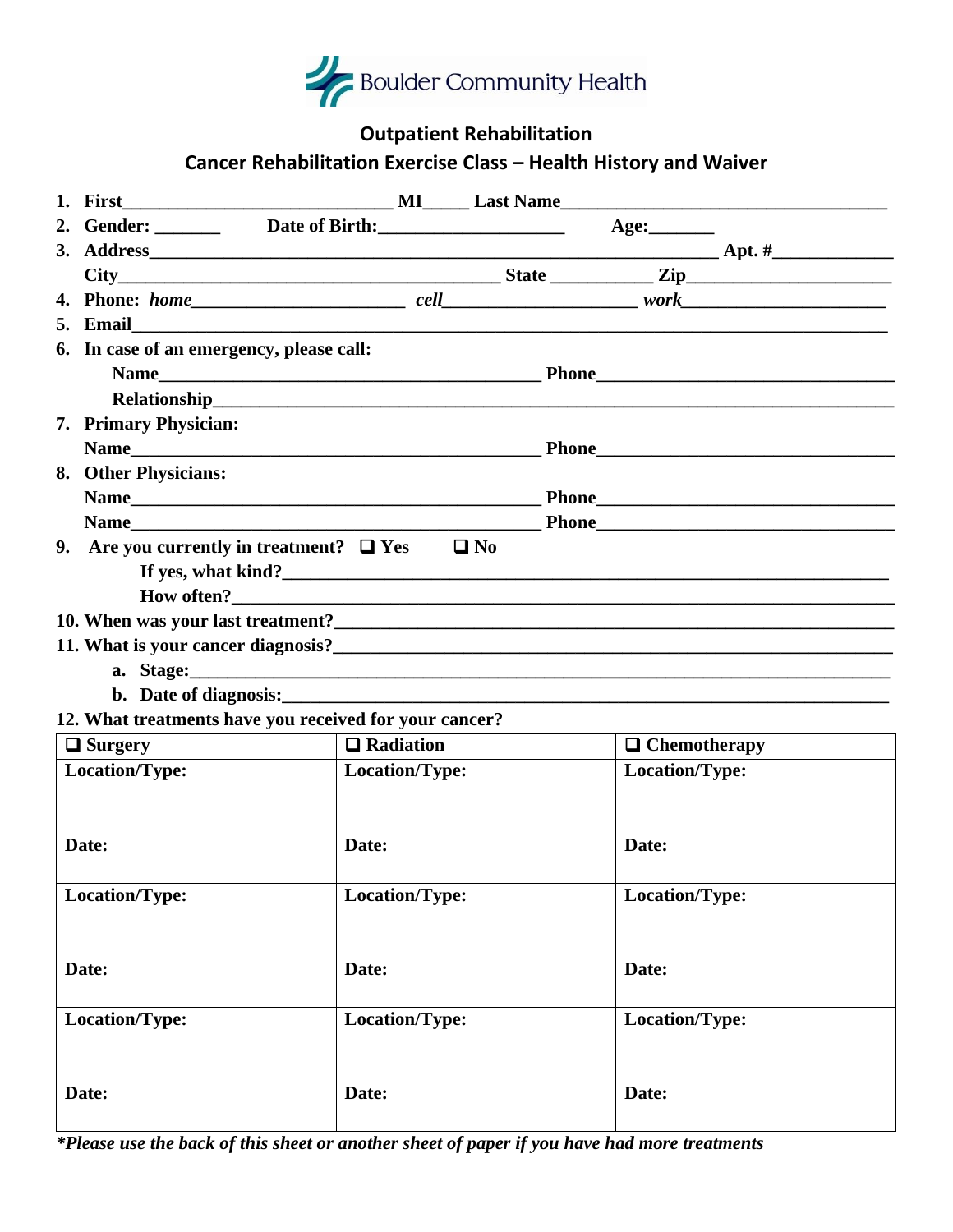Boulder Community Health

## Outpatient Rehabilitation

## Cancer Rehabilitation Exercise Class – Health History and Waiver

1. **First**_____________________________ **MI**_____ **Last Name**___________________________________
2. **Gender:** _______ **Date of Birth:**____________________ **Age:**_______
3. **Address**_____________________________________________________________ **Apt. #**_____________
   **City**_________________________________________ **State** ___________ **Zip**______________________
4. **Phone:** ***home***_______________________ ***cell***_____________________ ***work***______________________
5. **Email**_____________________________________________________________________________
6. **In case of an emergency, please call:**
   **Name**__________________________________________ **Phone**________________________________
   **Relationship**___________________________________________________________________________
7. **Primary Physician:**
   **Name**_____________________________________________ **Phone**________________________________
8. **Other Physicians:**
   **Name**_____________________________________________ **Phone**________________________________
   **Name**_____________________________________________ **Phone**________________________________
9. **Are you currently in treatment?** ❑ **Yes** ❑ **No**
   **If yes, what kind?**___________________________________________________________________
   **How often?**_________________________________________________________________________
10. **When was your last treatment?**______________________________________________________________
11. **What is your cancer diagnosis?**______________________________________________________________
    a. **Stage:**_______________________________________________________________________________
    b. **Date of diagnosis:**___________________________________________________________________
12. **What treatments have you received for your cancer?**

| ❑ **Surgery** | ❑ **Radiation** | ❑ **Chemotherapy** |
|---|---|---|
| **Location/Type:**<br><br>**Date:** | **Location/Type:**<br><br>**Date:** | **Location/Type:**<br><br>**Date:** |
| **Location/Type:**<br><br>**Date:** | **Location/Type:**<br><br>**Date:** | **Location/Type:**<br><br>**Date:** |
| **Location/Type:**<br><br>**Date:** | **Location/Type:**<br><br>**Date:** | **Location/Type:**<br><br>**Date:** |

***Please use the back of this sheet or another sheet of paper if you have had more treatments***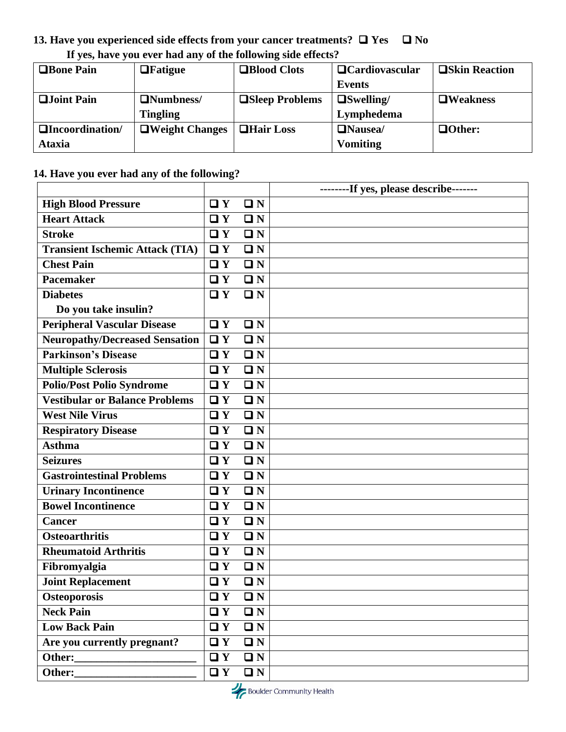**13. Have you experienced side effects from your cancer treatments? ❑ Yes ❑ No**

**If yes, have you ever had any of the following side effects?**

| | | | | |
|---|---|---|---|---|
| ❑**Bone Pain** | ❑**Fatigue** | ❑**Blood Clots** | ❑**Cardiovascular Events** | ❑**Skin Reaction** |
| ❑**Joint Pain** | ❑**Numbness/ Tingling** | ❑**Sleep Problems** | ❑**Swelling/ Lymphedema** | ❑**Weakness** |
| ❑**Incoordination/ Ataxia** | ❑**Weight Changes** | ❑**Hair Loss** | ❑**Nausea/ Vomiting** | ❑**Other:** |

**14. Have you ever had any of the following?**

| | | --------If yes, please describe------- |
|---|---|---|
| **High Blood Pressure** | ❑ Y ❑ N | |
| **Heart Attack** | ❑ Y ❑ N | |
| **Stroke** | ❑ Y ❑ N | |
| **Transient Ischemic Attack (TIA)** | ❑ Y ❑ N | |
| **Chest Pain** | ❑ Y ❑ N | |
| **Pacemaker** | ❑ Y ❑ N | |
| **Diabetes**<br>**Do you take insulin?** | ❑ Y ❑ N | |
| **Peripheral Vascular Disease** | ❑ Y ❑ N | |
| **Neuropathy/Decreased Sensation** | ❑ Y ❑ N | |
| **Parkinson's Disease** | ❑ Y ❑ N | |
| **Multiple Sclerosis** | ❑ Y ❑ N | |
| **Polio/Post Polio Syndrome** | ❑ Y ❑ N | |
| **Vestibular or Balance Problems** | ❑ Y ❑ N | |
| **West Nile Virus** | ❑ Y ❑ N | |
| **Respiratory Disease** | ❑ Y ❑ N | |
| **Asthma** | ❑ Y ❑ N | |
| **Seizures** | ❑ Y ❑ N | |
| **Gastrointestinal Problems** | ❑ Y ❑ N | |
| **Urinary Incontinence** | ❑ Y ❑ N | |
| **Bowel Incontinence** | ❑ Y ❑ N | |
| **Cancer** | ❑ Y ❑ N | |
| **Osteoarthritis** | ❑ Y ❑ N | |
| **Rheumatoid Arthritis** | ❑ Y ❑ N | |
| **Fibromyalgia** | ❑ Y ❑ N | |
| **Joint Replacement** | ❑ Y ❑ N | |
| **Osteoporosis** | ❑ Y ❑ N | |
| **Neck Pain** | ❑ Y ❑ N | |
| **Low Back Pain** | ❑ Y ❑ N | |
| **Are you currently pregnant?** | ❑ Y ❑ N | |
| **Other:**______________________ | ❑ Y ❑ N | |
| **Other:**______________________ | ❑ Y ❑ N | |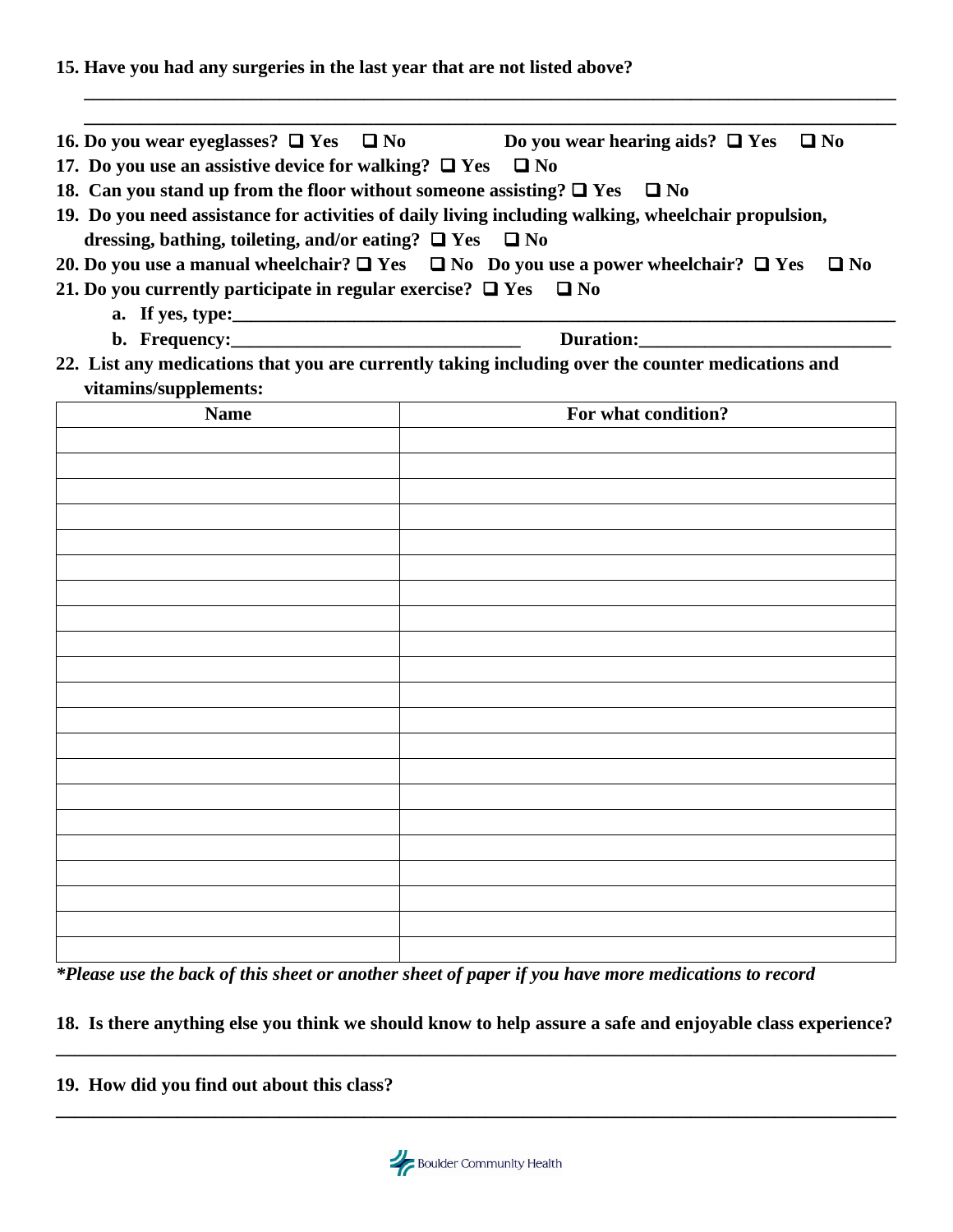**15. Have you had any surgeries in the last year that are not listed above?**

______________________________________________________________________________

______________________________________________________________________________

**16. Do you wear eyeglasses? ❑ Yes ❑ No          Do you wear hearing aids? ❑ Yes ❑ No**

**17. Do you use an assistive device for walking? ❑ Yes ❑ No**

**18. Can you stand up from the floor without someone assisting? ❑ Yes ❑ No**

**19. Do you need assistance for activities of daily living including walking, wheelchair propulsion, dressing, bathing, toileting, and/or eating? ❑ Yes ❑ No**

**20. Do you use a manual wheelchair? ❑ Yes ❑ No Do you use a power wheelchair? ❑ Yes ❑ No**

**21. Do you currently participate in regular exercise? ❑ Yes ❑ No**

- **a. If yes, type:**______________________________________________________________
- **b. Frequency:**_______________________________ **Duration:**___________________________

**22. List any medications that you are currently taking including over the counter medications and vitamins/supplements:**

| Name | For what condition? |
|---|---|
| | |
| | |
| | |
| | |
| | |
| | |
| | |
| | |
| | |
| | |
| | |
| | |
| | |
| | |
| | |
| | |
| | |
| | |
| | |
| | |
| | |

***Please use the back of this sheet or another sheet of paper if you have more medications to record***

**18. Is there anything else you think we should know to help assure a safe and enjoyable class experience?**

______________________________________________________________________________

**19. How did you find out about this class?**

______________________________________________________________________________

Boulder Community Health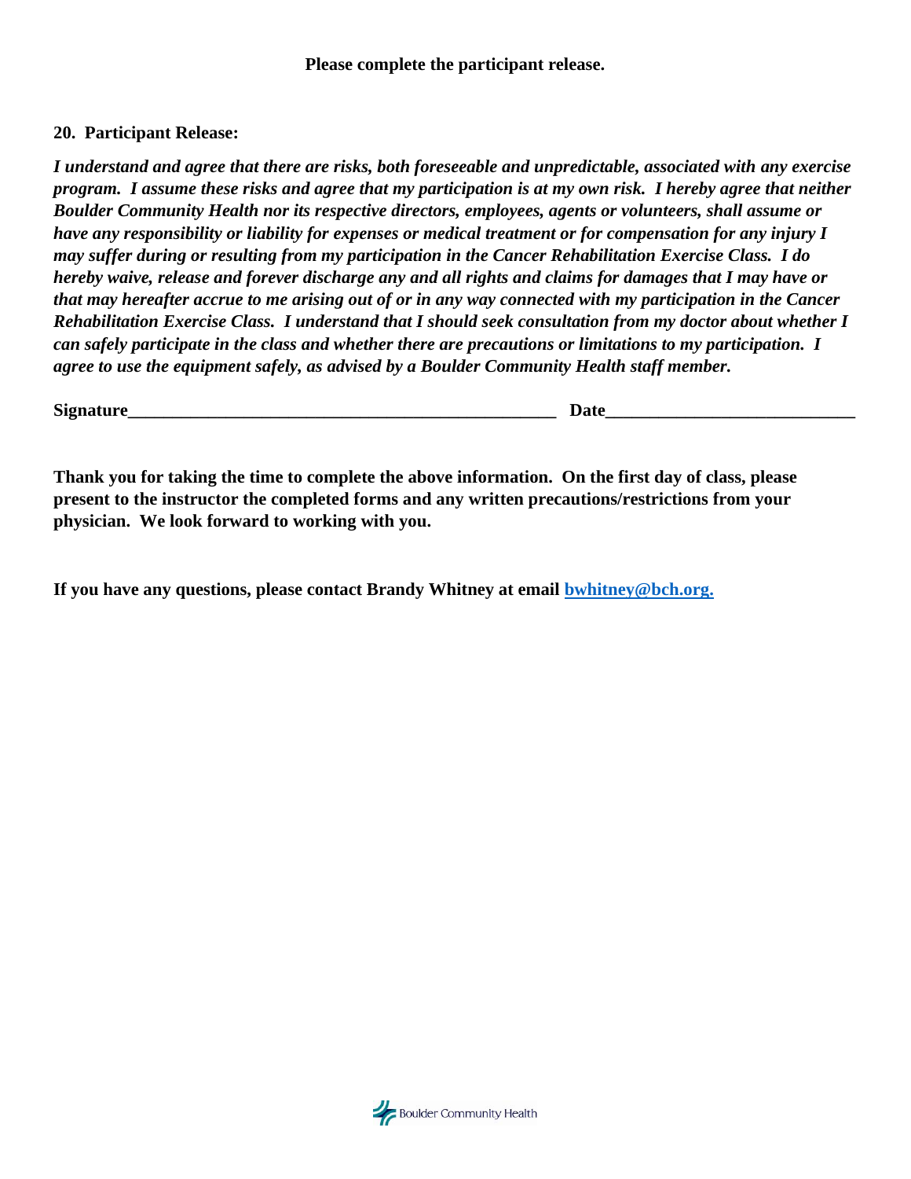**Please complete the participant release.**

**20. Participant Release:**

***I understand and agree that there are risks, both foreseeable and unpredictable, associated with any exercise program. I assume these risks and agree that my participation is at my own risk. I hereby agree that neither Boulder Community Health nor its respective directors, employees, agents or volunteers, shall assume or have any responsibility or liability for expenses or medical treatment or for compensation for any injury I may suffer during or resulting from my participation in the Cancer Rehabilitation Exercise Class. I do hereby waive, release and forever discharge any and all rights and claims for damages that I may have or that may hereafter accrue to me arising out of or in any way connected with my participation in the Cancer Rehabilitation Exercise Class. I understand that I should seek consultation from my doctor about whether I can safely participate in the class and whether there are precautions or limitations to my participation. I agree to use the equipment safely, as advised by a Boulder Community Health staff member.***

**Signature**_________________________________________________ **Date**___________________________

**Thank you for taking the time to complete the above information. On the first day of class, please present to the instructor the completed forms and any written precautions/restrictions from your physician. We look forward to working with you.**

**If you have any questions, please contact Brandy Whitney at email [bwhitney@bch.org.](mailto:bwhitney@bch.org)**

Boulder Community Health